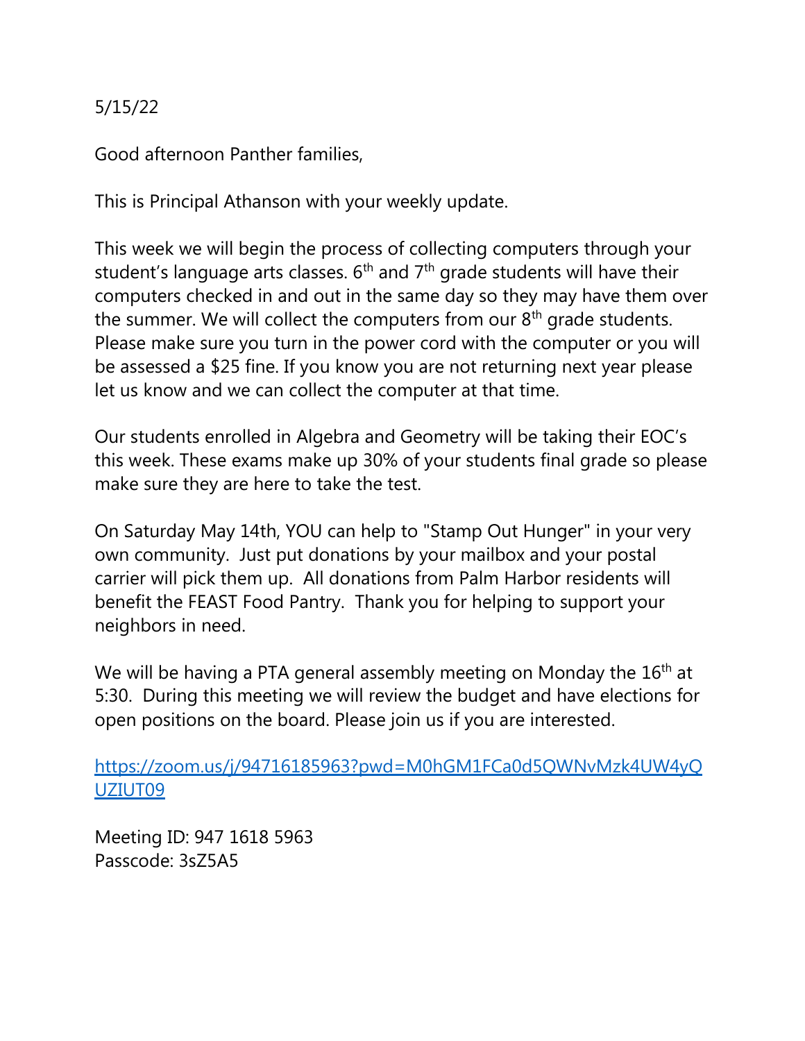5/15/22

Good afternoon Panther families,

This is Principal Athanson with your weekly update.

This week we will begin the process of collecting computers through your student's language arts classes. 6th and 7th grade students will have their computers checked in and out in the same day so they may have them over the summer. We will collect the computers from our 8th grade students. Please make sure you turn in the power cord with the computer or you will be assessed a $25 fine. If you know you are not returning next year please let us know and we can collect the computer at that time.

Our students enrolled in Algebra and Geometry will be taking their EOC's this week. These exams make up 30% of your students final grade so please make sure they are here to take the test.

On Saturday May 14th, YOU can help to "Stamp Out Hunger" in your very own community. Just put donations by your mailbox and your postal carrier will pick them up. All donations from Palm Harbor residents will benefit the FEAST Food Pantry. Thank you for helping to support your neighbors in need.

We will be having a PTA general assembly meeting on Monday the 16th at 5:30. During this meeting we will review the budget and have elections for open positions on the board. Please join us if you are interested.

https://zoom.us/j/94716185963?pwd=M0hGM1FCa0d5QWNvMzk4UW4yQUZIUT09

Meeting ID: 947 1618 5963
Passcode: 3sZ5A5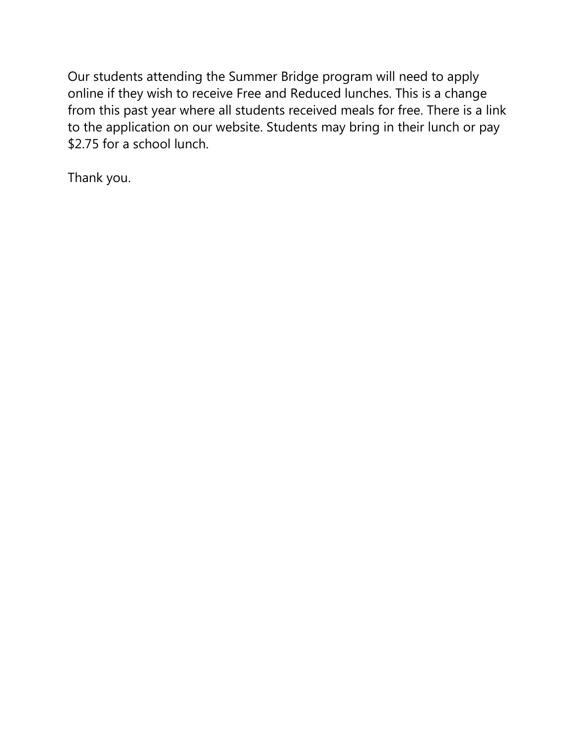Our students attending the Summer Bridge program will need to apply online if they wish to receive Free and Reduced lunches. This is a change from this past year where all students received meals for free. There is a link to the application on our website. Students may bring in their lunch or pay $2.75 for a school lunch.

Thank you.